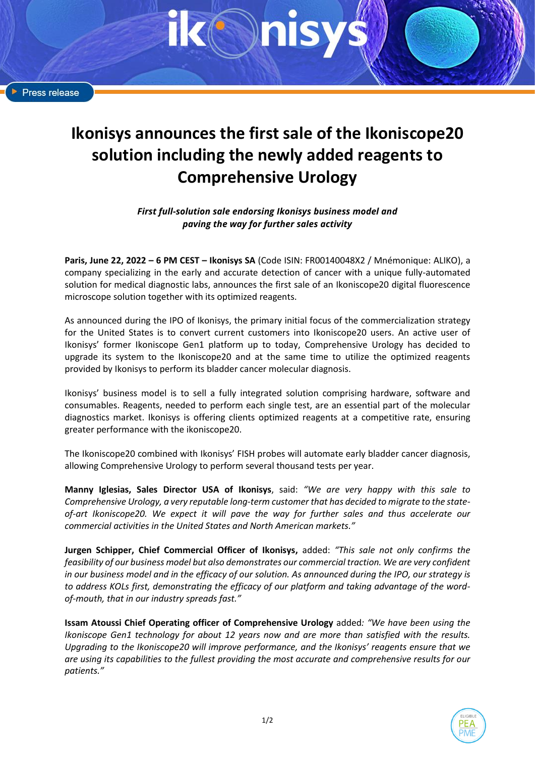Press release

# Ikonisys announces the first sale of the Ikoniscope20 solution including the newly added reagents to Comprehensive Urology

***First full-solution sale endorsing Ikonisys business model and paving the way for further sales activity***

**Paris, June 22, 2022 – 6 PM CEST – Ikonisys SA** (Code ISIN: FR00140048X2 / Mnémonique: ALIKO), a company specializing in the early and accurate detection of cancer with a unique fully-automated solution for medical diagnostic labs, announces the first sale of an Ikoniscope20 digital fluorescence microscope solution together with its optimized reagents.

As announced during the IPO of Ikonisys, the primary initial focus of the commercialization strategy for the United States is to convert current customers into Ikoniscope20 users. An active user of Ikonisys' former Ikoniscope Gen1 platform up to today, Comprehensive Urology has decided to upgrade its system to the Ikoniscope20 and at the same time to utilize the optimized reagents provided by Ikonisys to perform its bladder cancer molecular diagnosis.

Ikonisys' business model is to sell a fully integrated solution comprising hardware, software and consumables. Reagents, needed to perform each single test, are an essential part of the molecular diagnostics market. Ikonisys is offering clients optimized reagents at a competitive rate, ensuring greater performance with the ikoniscope20.

The Ikoniscope20 combined with Ikonisys' FISH probes will automate early bladder cancer diagnosis, allowing Comprehensive Urology to perform several thousand tests per year.

**Manny Iglesias, Sales Director USA of Ikonisys**, said: *"We are very happy with this sale to Comprehensive Urology, a very reputable long-term customer that has decided to migrate to the state-of-art Ikoniscope20. We expect it will pave the way for further sales and thus accelerate our commercial activities in the United States and North American markets."*

**Jurgen Schipper, Chief Commercial Officer of Ikonisys,** added: *"This sale not only confirms the feasibility of our business model but also demonstrates our commercial traction. We are very confident in our business model and in the efficacy of our solution. As announced during the IPO, our strategy is to address KOLs first, demonstrating the efficacy of our platform and taking advantage of the word-of-mouth, that in our industry spreads fast."*

**Issam Atoussi Chief Operating officer of Comprehensive Urology** added*: "We have been using the Ikoniscope Gen1 technology for about 12 years now and are more than satisfied with the results. Upgrading to the Ikoniscope20 will improve performance, and the Ikonisys' reagents ensure that we are using its capabilities to the fullest providing the most accurate and comprehensive results for our patients."*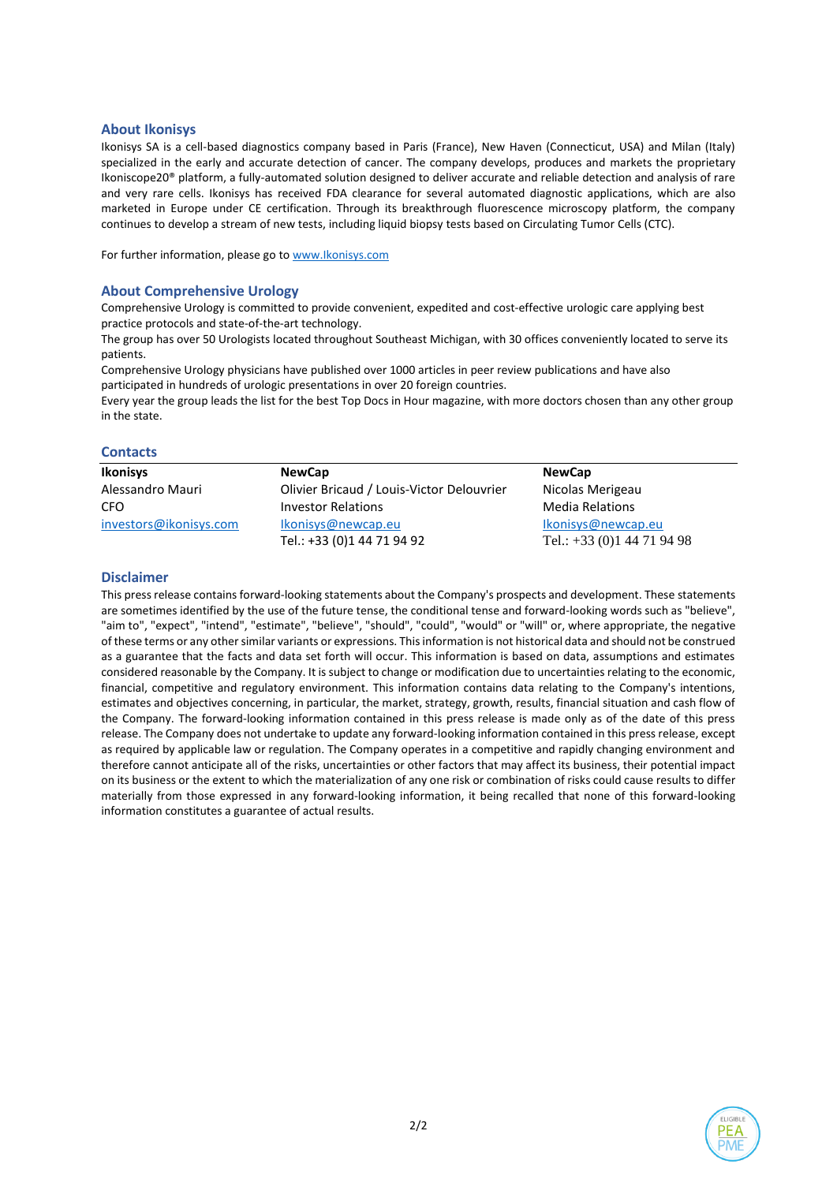## About Ikonisys

Ikonisys SA is a cell-based diagnostics company based in Paris (France), New Haven (Connecticut, USA) and Milan (Italy) specialized in the early and accurate detection of cancer. The company develops, produces and markets the proprietary Ikoniscope20® platform, a fully-automated solution designed to deliver accurate and reliable detection and analysis of rare and very rare cells. Ikonisys has received FDA clearance for several automated diagnostic applications, which are also marketed in Europe under CE certification. Through its breakthrough fluorescence microscopy platform, the company continues to develop a stream of new tests, including liquid biopsy tests based on Circulating Tumor Cells (CTC).

For further information, please go to www.Ikonisys.com

## About Comprehensive Urology

Comprehensive Urology is committed to provide convenient, expedited and cost-effective urologic care applying best practice protocols and state-of-the-art technology.

The group has over 50 Urologists located throughout Southeast Michigan, with 30 offices conveniently located to serve its patients.

Comprehensive Urology physicians have published over 1000 articles in peer review publications and have also participated in hundreds of urologic presentations in over 20 foreign countries.

Every year the group leads the list for the best Top Docs in Hour magazine, with more doctors chosen than any other group in the state.

## Contacts

| **Ikonisys** | **NewCap** | **NewCap** |
|---|---|---|
| Alessandro Mauri | Olivier Bricaud / Louis-Victor Delouvrier | Nicolas Merigeau |
| CFO | Investor Relations | Media Relations |
| investors@ikonisys.com | Ikonisys@newcap.eu | Ikonisys@newcap.eu |
| | Tel.: +33 (0)1 44 71 94 92 | Tel.: +33 (0)1 44 71 94 98 |

## Disclaimer

This press release contains forward-looking statements about the Company's prospects and development. These statements are sometimes identified by the use of the future tense, the conditional tense and forward-looking words such as "believe", "aim to", "expect", "intend", "estimate", "believe", "should", "could", "would" or "will" or, where appropriate, the negative of these terms or any other similar variants or expressions. This information is not historical data and should not be construed as a guarantee that the facts and data set forth will occur. This information is based on data, assumptions and estimates considered reasonable by the Company. It is subject to change or modification due to uncertainties relating to the economic, financial, competitive and regulatory environment. This information contains data relating to the Company's intentions, estimates and objectives concerning, in particular, the market, strategy, growth, results, financial situation and cash flow of the Company. The forward-looking information contained in this press release is made only as of the date of this press release. The Company does not undertake to update any forward-looking information contained in this press release, except as required by applicable law or regulation. The Company operates in a competitive and rapidly changing environment and therefore cannot anticipate all of the risks, uncertainties or other factors that may affect its business, their potential impact on its business or the extent to which the materialization of any one risk or combination of risks could cause results to differ materially from those expressed in any forward-looking information, it being recalled that none of this forward-looking information constitutes a guarantee of actual results.